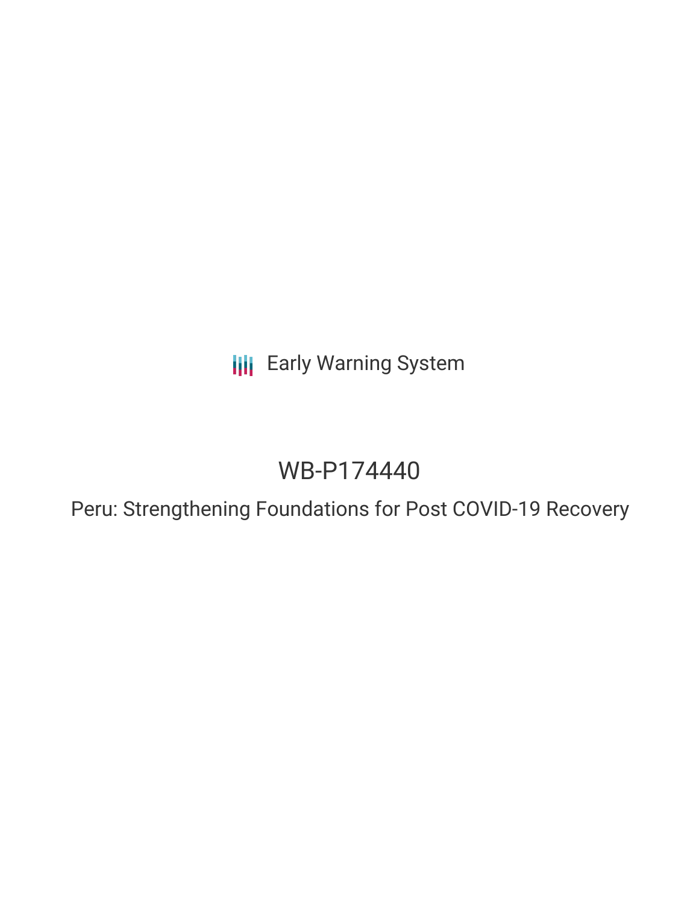Early Warning System

# WB-P174440

## Peru: Strengthening Foundations for Post COVID-19 Recovery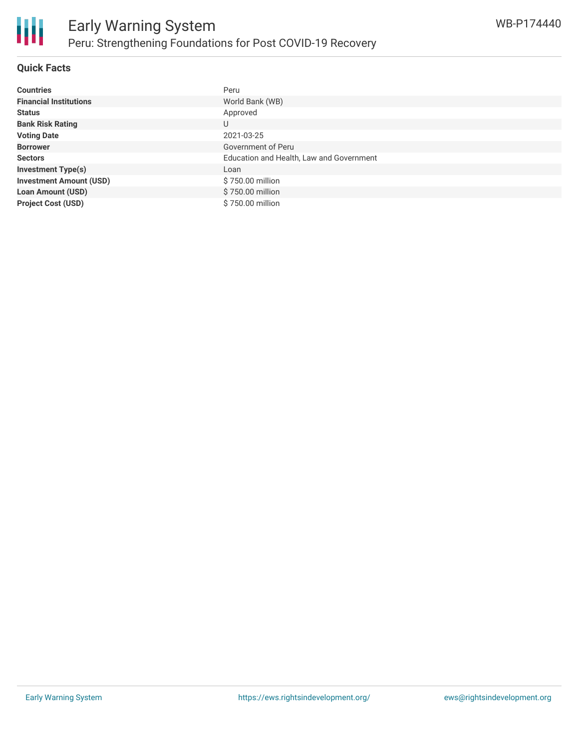## Quick Facts

| | |
|---|---|
| **Countries** | Peru |
| **Financial Institutions** | World Bank (WB) |
| **Status** | Approved |
| **Bank Risk Rating** | U |
| **Voting Date** | 2021-03-25 |
| **Borrower** | Government of Peru |
| **Sectors** | Education and Health, Law and Government |
| **Investment Type(s)** | Loan |
| **Investment Amount (USD)** | $ 750.00 million |
| **Loan Amount (USD)** | $ 750.00 million |
| **Project Cost (USD)** | $ 750.00 million |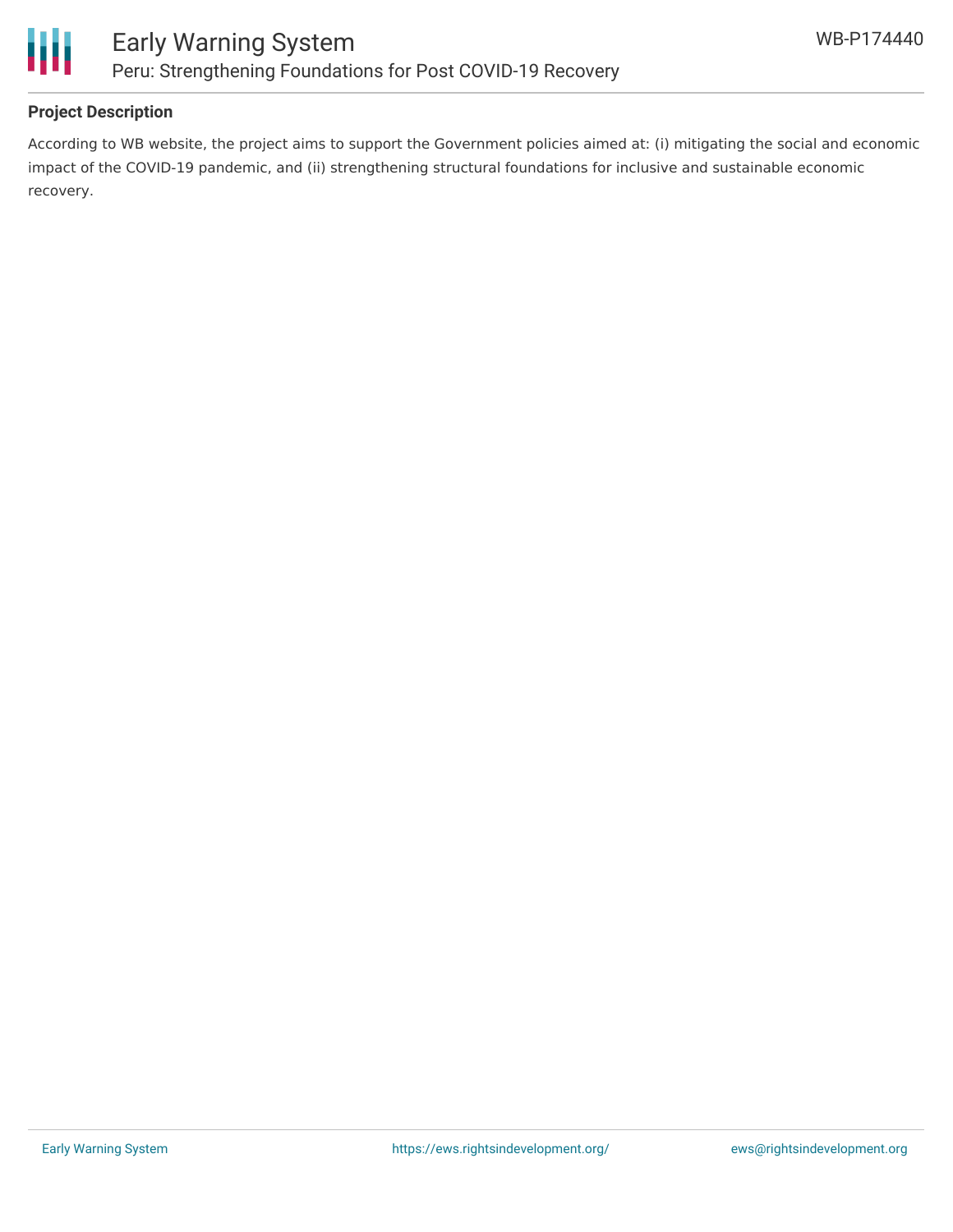## Project Description

According to WB website, the project aims to support the Government policies aimed at: (i) mitigating the social and economic impact of the COVID-19 pandemic, and (ii) strengthening structural foundations for inclusive and sustainable economic recovery.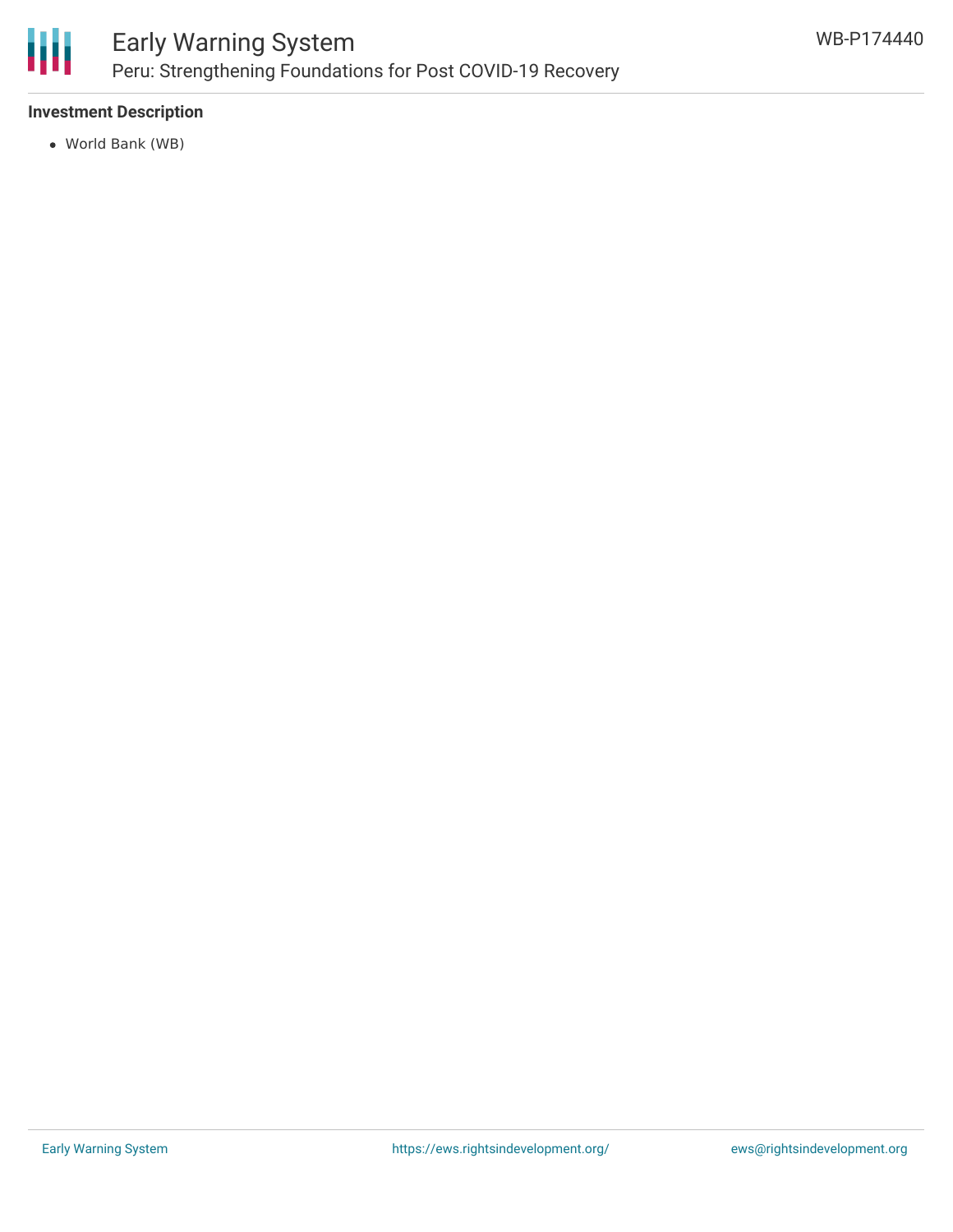**Investment Description**

- World Bank (WB)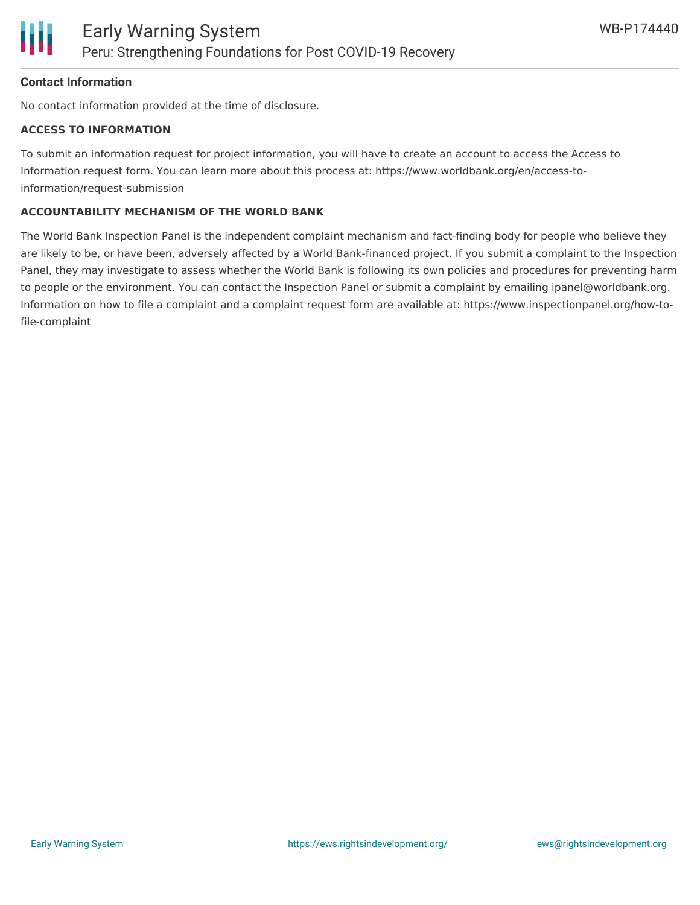**Contact Information**

No contact information provided at the time of disclosure.

**ACCESS TO INFORMATION**

To submit an information request for project information, you will have to create an account to access the Access to Information request form. You can learn more about this process at: https://www.worldbank.org/en/access-to-information/request-submission

**ACCOUNTABILITY MECHANISM OF THE WORLD BANK**

The World Bank Inspection Panel is the independent complaint mechanism and fact-finding body for people who believe they are likely to be, or have been, adversely affected by a World Bank-financed project. If you submit a complaint to the Inspection Panel, they may investigate to assess whether the World Bank is following its own policies and procedures for preventing harm to people or the environment. You can contact the Inspection Panel or submit a complaint by emailing ipanel@worldbank.org. Information on how to file a complaint and a complaint request form are available at: https://www.inspectionpanel.org/how-to-file-complaint